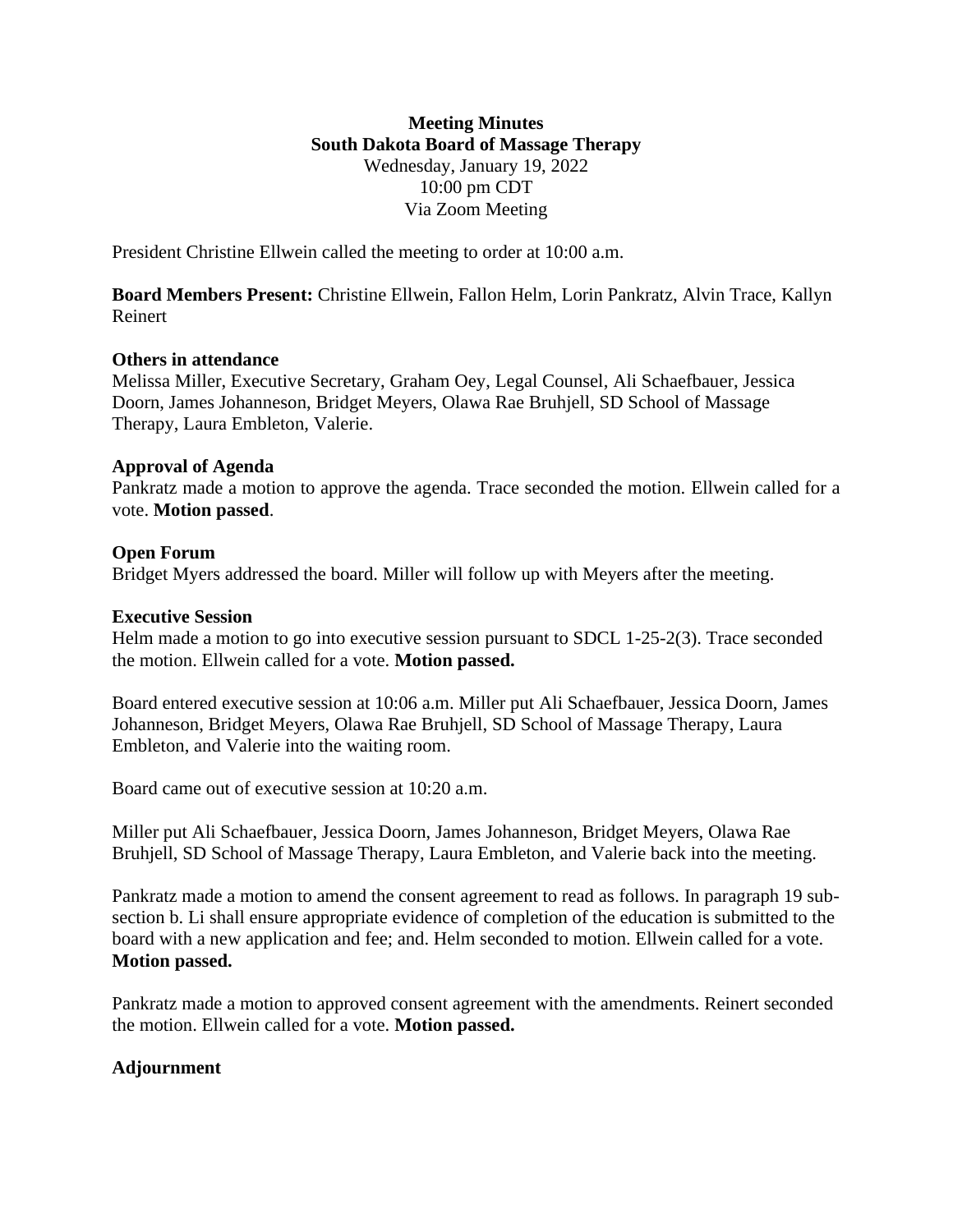**Meeting Minutes**
**South Dakota Board of Massage Therapy**
Wednesday, January 19, 2022
10:00 pm CDT
Via Zoom Meeting

President Christine Ellwein called the meeting to order at 10:00 a.m.

**Board Members Present:** Christine Ellwein, Fallon Helm, Lorin Pankratz, Alvin Trace, Kallyn Reinert

**Others in attendance**
Melissa Miller, Executive Secretary, Graham Oey, Legal Counsel, Ali Schaefbauer, Jessica Doorn, James Johanneson, Bridget Meyers, Olawa Rae Bruhjell, SD School of Massage Therapy, Laura Embleton, Valerie.

**Approval of Agenda**
Pankratz made a motion to approve the agenda. Trace seconded the motion. Ellwein called for a vote. **Motion passed**.

**Open Forum**
Bridget Myers addressed the board. Miller will follow up with Meyers after the meeting.

**Executive Session**
Helm made a motion to go into executive session pursuant to SDCL 1-25-2(3). Trace seconded the motion. Ellwein called for a vote. **Motion passed.**

Board entered executive session at 10:06 a.m. Miller put Ali Schaefbauer, Jessica Doorn, James Johanneson, Bridget Meyers, Olawa Rae Bruhjell, SD School of Massage Therapy, Laura Embleton, and Valerie into the waiting room.

Board came out of executive session at 10:20 a.m.

Miller put Ali Schaefbauer, Jessica Doorn, James Johanneson, Bridget Meyers, Olawa Rae Bruhjell, SD School of Massage Therapy, Laura Embleton, and Valerie back into the meeting.

Pankratz made a motion to amend the consent agreement to read as follows. In paragraph 19 sub-section b. Li shall ensure appropriate evidence of completion of the education is submitted to the board with a new application and fee; and. Helm seconded to motion. Ellwein called for a vote. **Motion passed.**

Pankratz made a motion to approved consent agreement with the amendments. Reinert seconded the motion. Ellwein called for a vote. **Motion passed.**

**Adjournment**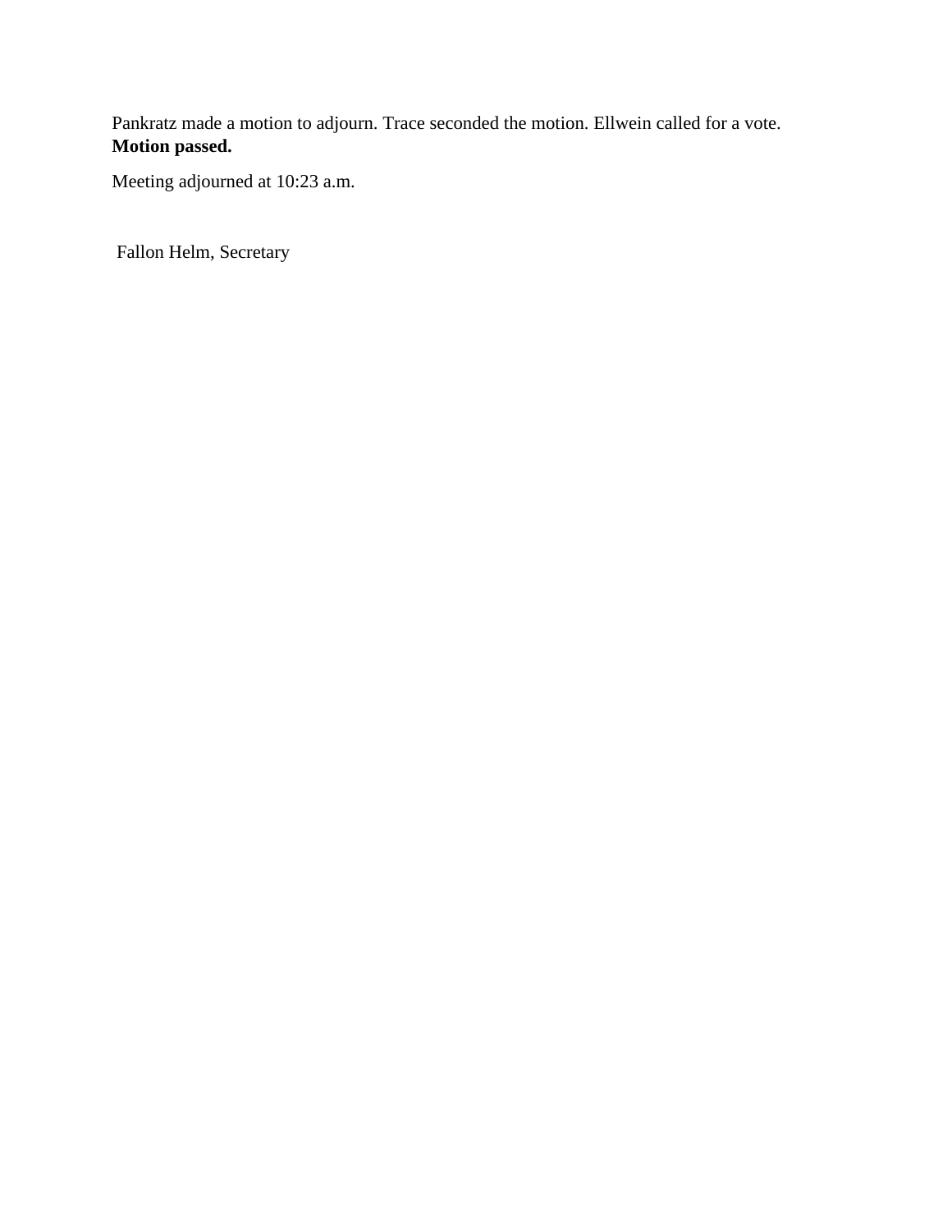Pankratz made a motion to adjourn. Trace seconded the motion. Ellwein called for a vote. **Motion passed.**

Meeting adjourned at 10:23 a.m.

Fallon Helm, Secretary